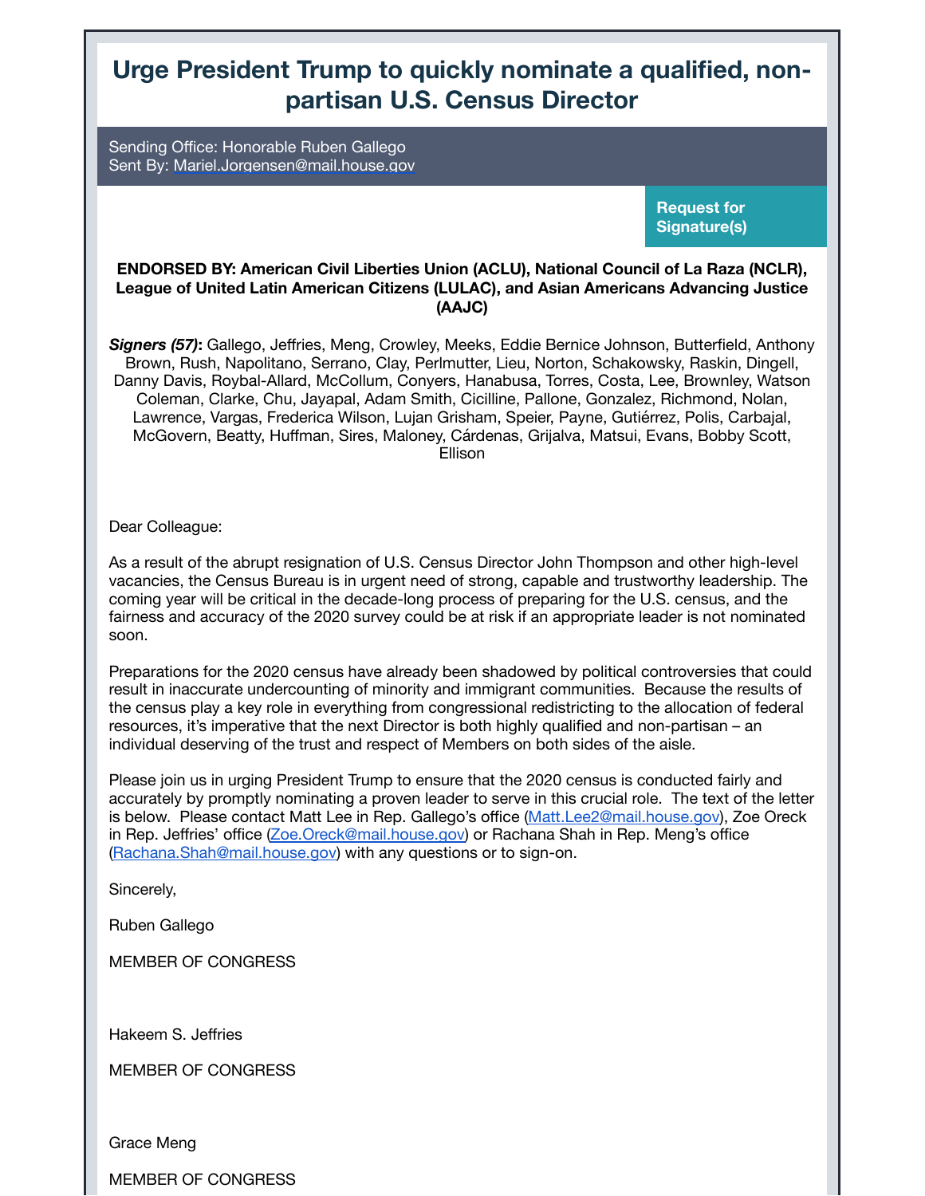# Urge President Trump to quickly nominate a qualified, non-partisan U.S. Census Director

Sending Office: Honorable Ruben Gallego
Sent By: Mariel.Jorgensen@mail.house.gov

**Request for Signature(s)**

**ENDORSED BY: American Civil Liberties Union (ACLU), National Council of La Raza (NCLR), League of United Latin American Citizens (LULAC), and Asian Americans Advancing Justice (AAJC)**

***Signers (57)***: Gallego, Jeffries, Meng, Crowley, Meeks, Eddie Bernice Johnson, Butterfield, Anthony Brown, Rush, Napolitano, Serrano, Clay, Perlmutter, Lieu, Norton, Schakowsky, Raskin, Dingell, Danny Davis, Roybal-Allard, McCollum, Conyers, Hanabusa, Torres, Costa, Lee, Brownley, Watson Coleman, Clarke, Chu, Jayapal, Adam Smith, Cicilline, Pallone, Gonzalez, Richmond, Nolan, Lawrence, Vargas, Frederica Wilson, Lujan Grisham, Speier, Payne, Gutiérrez, Polis, Carbajal, McGovern, Beatty, Huffman, Sires, Maloney, Cárdenas, Grijalva, Matsui, Evans, Bobby Scott, Ellison

Dear Colleague:

As a result of the abrupt resignation of U.S. Census Director John Thompson and other high-level vacancies, the Census Bureau is in urgent need of strong, capable and trustworthy leadership. The coming year will be critical in the decade-long process of preparing for the U.S. census, and the fairness and accuracy of the 2020 survey could be at risk if an appropriate leader is not nominated soon.

Preparations for the 2020 census have already been shadowed by political controversies that could result in inaccurate undercounting of minority and immigrant communities. Because the results of the census play a key role in everything from congressional redistricting to the allocation of federal resources, it's imperative that the next Director is both highly qualified and non-partisan – an individual deserving of the trust and respect of Members on both sides of the aisle.

Please join us in urging President Trump to ensure that the 2020 census is conducted fairly and accurately by promptly nominating a proven leader to serve in this crucial role. The text of the letter is below. Please contact Matt Lee in Rep. Gallego's office (Matt.Lee2@mail.house.gov), Zoe Oreck in Rep. Jeffries' office (Zoe.Oreck@mail.house.gov) or Rachana Shah in Rep. Meng's office (Rachana.Shah@mail.house.gov) with any questions or to sign-on.

Sincerely,

Ruben Gallego

MEMBER OF CONGRESS

Hakeem S. Jeffries

MEMBER OF CONGRESS

Grace Meng

MEMBER OF CONGRESS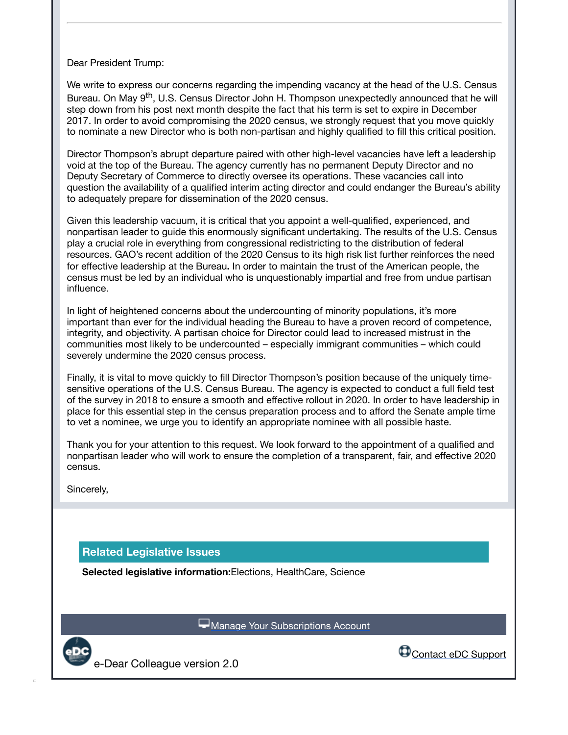Dear President Trump:

We write to express our concerns regarding the impending vacancy at the head of the U.S. Census Bureau. On May 9th, U.S. Census Director John H. Thompson unexpectedly announced that he will step down from his post next month despite the fact that his term is set to expire in December 2017. In order to avoid compromising the 2020 census, we strongly request that you move quickly to nominate a new Director who is both non-partisan and highly qualified to fill this critical position.

Director Thompson's abrupt departure paired with other high-level vacancies have left a leadership void at the top of the Bureau. The agency currently has no permanent Deputy Director and no Deputy Secretary of Commerce to directly oversee its operations. These vacancies call into question the availability of a qualified interim acting director and could endanger the Bureau's ability to adequately prepare for dissemination of the 2020 census.

Given this leadership vacuum, it is critical that you appoint a well-qualified, experienced, and nonpartisan leader to guide this enormously significant undertaking. The results of the U.S. Census play a crucial role in everything from congressional redistricting to the distribution of federal resources. GAO's recent addition of the 2020 Census to its high risk list further reinforces the need for effective leadership at the Bureau. In order to maintain the trust of the American people, the census must be led by an individual who is unquestionably impartial and free from undue partisan influence.

In light of heightened concerns about the undercounting of minority populations, it's more important than ever for the individual heading the Bureau to have a proven record of competence, integrity, and objectivity. A partisan choice for Director could lead to increased mistrust in the communities most likely to be undercounted – especially immigrant communities – which could severely undermine the 2020 census process.

Finally, it is vital to move quickly to fill Director Thompson's position because of the uniquely time-sensitive operations of the U.S. Census Bureau. The agency is expected to conduct a full field test of the survey in 2018 to ensure a smooth and effective rollout in 2020. In order to have leadership in place for this essential step in the census preparation process and to afford the Senate ample time to vet a nominee, we urge you to identify an appropriate nominee with all possible haste.

Thank you for your attention to this request. We look forward to the appointment of a qualified and nonpartisan leader who will work to ensure the completion of a transparent, fair, and effective 2020 census.

Sincerely,

## Related Legislative Issues

**Selected legislative information:** Elections, HealthCare, Science

Manage Your Subscriptions Account

e-Dear Colleague version 2.0

Contact eDC Support